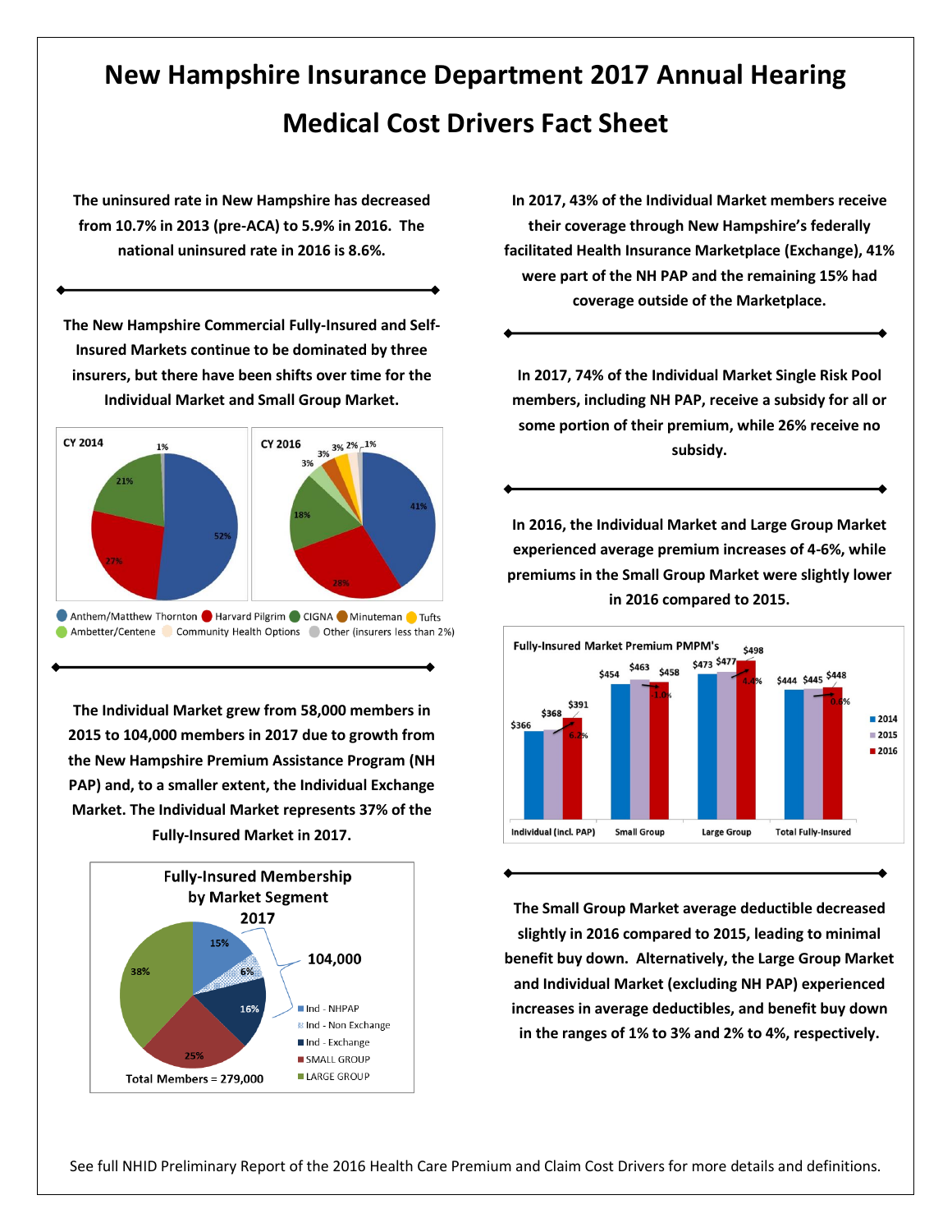# New Hampshire Insurance Department 2017 Annual Hearing

# Medical Cost Drivers Fact Sheet

**The uninsured rate in New Hampshire has decreased from 10.7% in 2013 (pre-ACA) to 5.9% in 2016. The national uninsured rate in 2016 is 8.6%.**

**The New Hampshire Commercial Fully-Insured and Self-Insured Markets continue to be dominated by three insurers, but there have been shifts over time for the Individual Market and Small Group Market.**

| Insurer | CY 2014 | CY 2016 |
|---|---|---|
| Anthem/Matthew Thornton | 52% | 41% |
| Harvard Pilgrim | 27% | 28% |
| CIGNA | 21% | 18% |
| Other (insurers less than 2%) | 1% | 1% |

CY 2016 additional segments: 3%, 3%, 3%, 2% (Ambetter/Centene, Minuteman, Tufts, Community Health Options)

Anthem/Matthew Thornton, Harvard Pilgrim, CIGNA, Minuteman, Tufts, Ambetter/Centene, Community Health Options, Other (insurers less than 2%)

**The Individual Market grew from 58,000 members in 2015 to 104,000 members in 2017 due to growth from the New Hampshire Premium Assistance Program (NH PAP) and, to a smaller extent, the Individual Exchange Market. The Individual Market represents 37% of the Fully-Insured Market in 2017.**

**Fully-Insured Membership by Market Segment 2017**

| Segment | Share |
|---|---|
| Ind - NHPAP | 15% |
| Ind - Non Exchange | 6% |
| Ind - Exchange | 16% |
| SMALL GROUP | 25% |
| LARGE GROUP | 38% |

Individual segments: 104,000

Total Members = 279,000

**In 2017, 43% of the Individual Market members receive their coverage through New Hampshire's federally facilitated Health Insurance Marketplace (Exchange), 41% were part of the NH PAP and the remaining 15% had coverage outside of the Marketplace.**

**In 2017, 74% of the Individual Market Single Risk Pool members, including NH PAP, receive a subsidy for all or some portion of their premium, while 26% receive no subsidy.**

**In 2016, the Individual Market and Large Group Market experienced average premium increases of 4-6%, while premiums in the Small Group Market were slightly lower in 2016 compared to 2015.**

**Fully-Insured Market Premium PMPM's**

| Market | 2014 | 2015 | 2016 | Change 2015–2016 |
|---|---|---|---|---|
| Individual (incl. PAP) | $366 | $368 | $391 | 6.2% |
| Small Group | $454 | $463 | $458 | 1.0% |
| Large Group | $473 | $477 | $498 | 4.4% |
| Total Fully-Insured | $444 | $445 | $448 | 0.6% |

**The Small Group Market average deductible decreased slightly in 2016 compared to 2015, leading to minimal benefit buy down. Alternatively, the Large Group Market and Individual Market (excluding NH PAP) experienced increases in average deductibles, and benefit buy down in the ranges of 1% to 3% and 2% to 4%, respectively.**

See full NHID Preliminary Report of the 2016 Health Care Premium and Claim Cost Drivers for more details and definitions.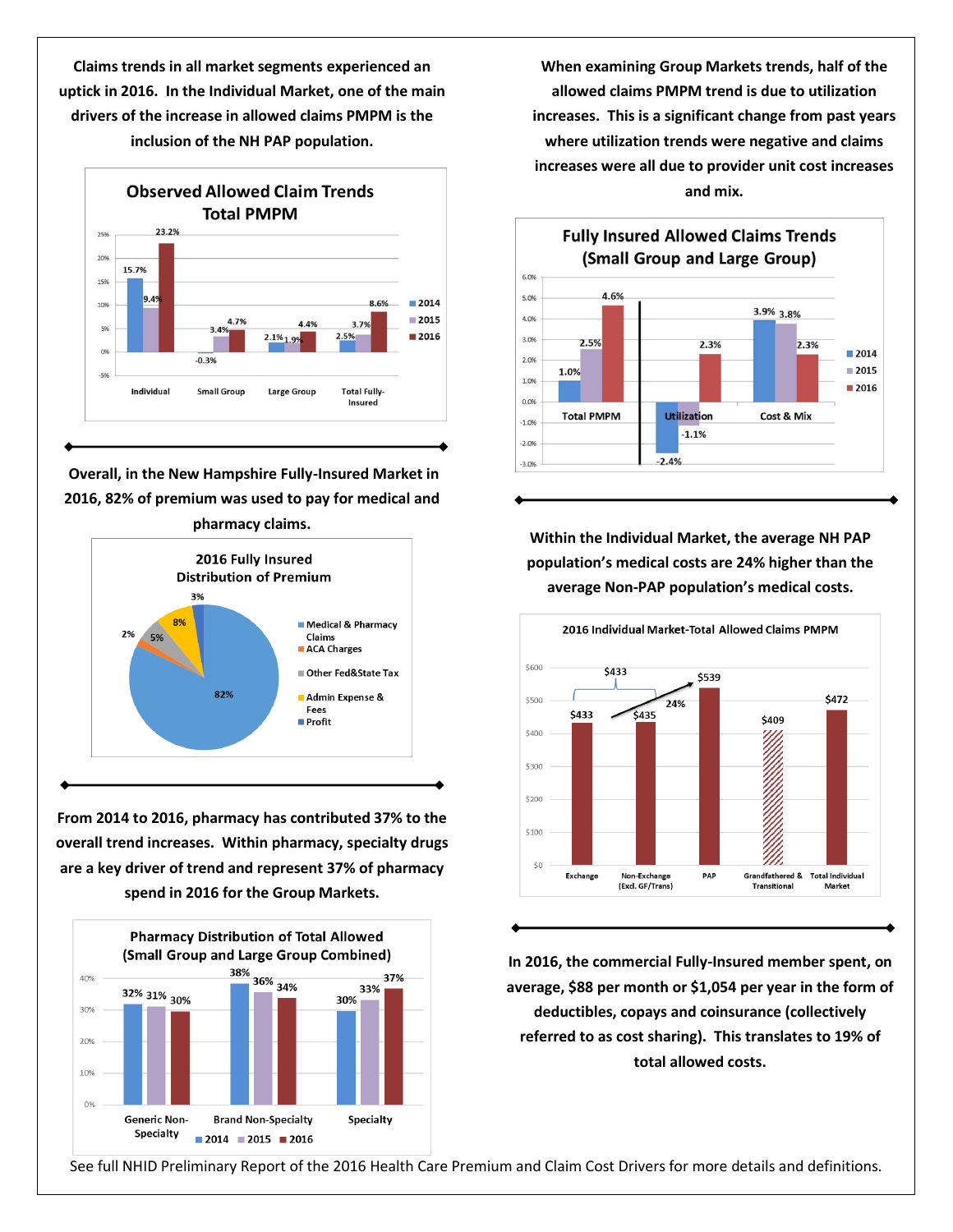**Claims trends in all market segments experienced an uptick in 2016. In the Individual Market, one of the main drivers of the increase in allowed claims PMPM is the inclusion of the NH PAP population.**

Observed Allowed Claim Trends
Total PMPM

25%
20%
15%
10%
5%
0%
-5%

15.7%
9.4%
23.2%
-0.3%
3.4%
4.7%
2.1%
1.9%
4.4%
2.5%
3.7%
8.6%

Individual
Small Group
Large Group
Total Fully-Insured

2014
2015
2016

**Overall, in the New Hampshire Fully-Insured Market in 2016, 82% of premium was used to pay for medical and pharmacy claims.**

2016 Fully Insured
Distribution of Premium

82%
2%
5%
8%
3%

Medical & Pharmacy Claims
ACA Charges
Other Fed&State Tax
Admin Expense & Fees
Profit

**From 2014 to 2016, pharmacy has contributed 37% to the overall trend increases. Within pharmacy, specialty drugs are a key driver of trend and represent 37% of pharmacy spend in 2016 for the Group Markets.**

Pharmacy Distribution of Total Allowed
(Small Group and Large Group Combined)

40%
30%
20%
10%
0%

32%
31%
30%
38%
36%
34%
30%
33%
37%

Generic Non-Specialty
Brand Non-Specialty
Specialty

2014
2015
2016

**When examining Group Markets trends, half of the allowed claims PMPM trend is due to utilization increases. This is a significant change from past years where utilization trends were negative and claims increases were all due to provider unit cost increases and mix.**

Fully Insured Allowed Claims Trends
(Small Group and Large Group)

6.0%
5.0%
4.0%
3.0%
2.0%
1.0%
0.0%
-1.0%
-2.0%
-3.0%

1.0%
2.5%
4.6%
-2.4%
-1.1%
2.3%
3.9%
3.8%
2.3%

Total PMPM
Utilization
Cost & Mix

2014
2015
2016

**Within the Individual Market, the average NH PAP population's medical costs are 24% higher than the average Non-PAP population's medical costs.**

2016 Individual Market-Total Allowed Claims PMPM

$600
$500
$400
$300
$200
$100
$0

$433
$433
$435
24%
$539
$409
$472

Exchange
Non-Exchange (Excl. GF/Trans)
PAP
Grandfathered & Transitional
Total Individual Market

**In 2016, the commercial Fully-Insured member spent, on average, $88 per month or $1,054 per year in the form of deductibles, copays and coinsurance (collectively referred to as cost sharing). This translates to 19% of total allowed costs.**

See full NHID Preliminary Report of the 2016 Health Care Premium and Claim Cost Drivers for more details and definitions.